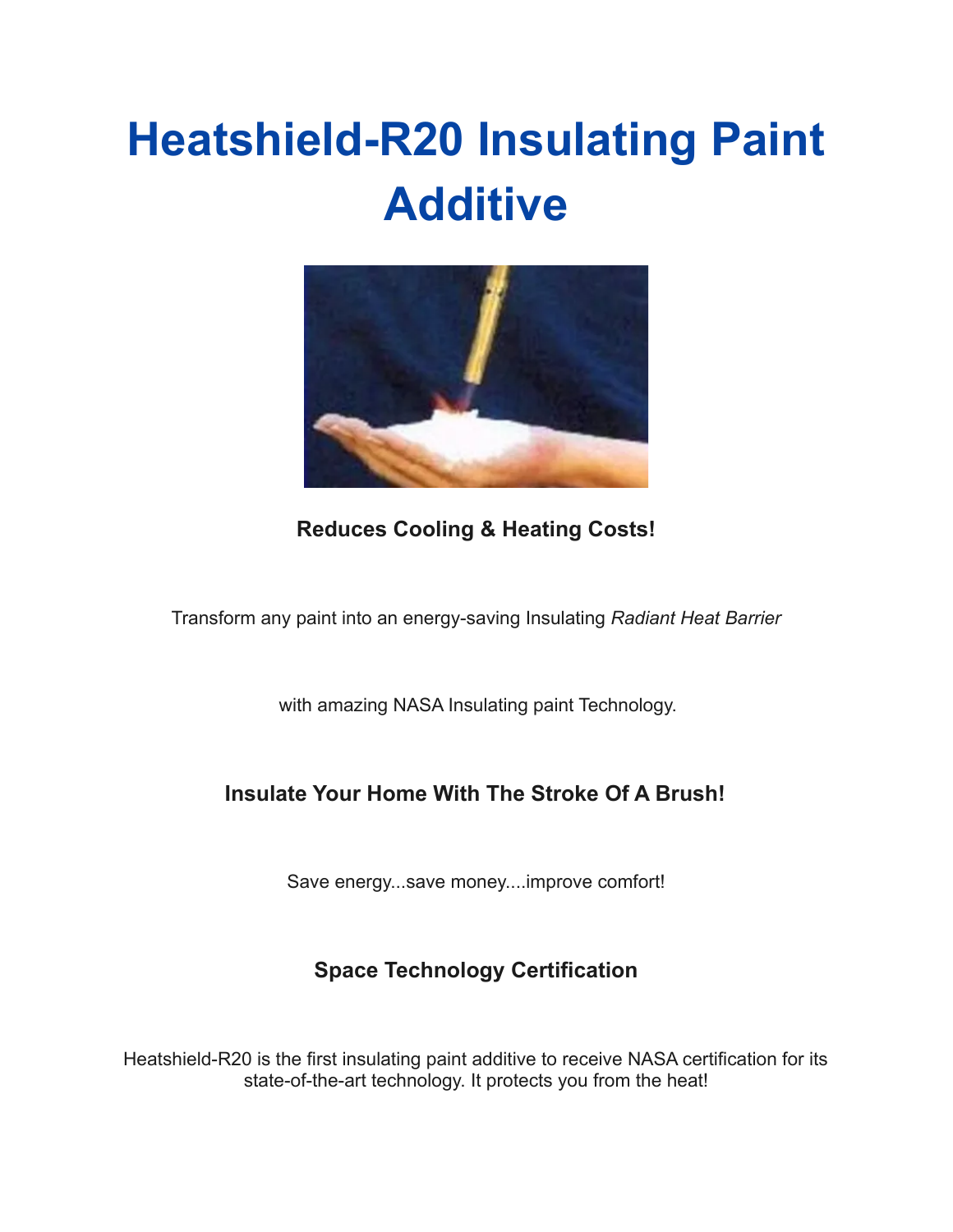# Heatshield-R20 Insulating Paint Additive

### Reduces Cooling & Heating Costs!

Transform any paint into an energy-saving Insulating *Radiant Heat Barrier*

with amazing NASA Insulating paint Technology.

### Insulate Your Home With The Stroke Of A Brush!

Save energy...save money....improve comfort!

### Space Technology Certification

Heatshield-R20 is the first insulating paint additive to receive NASA certification for its state-of-the-art technology. It protects you from the heat!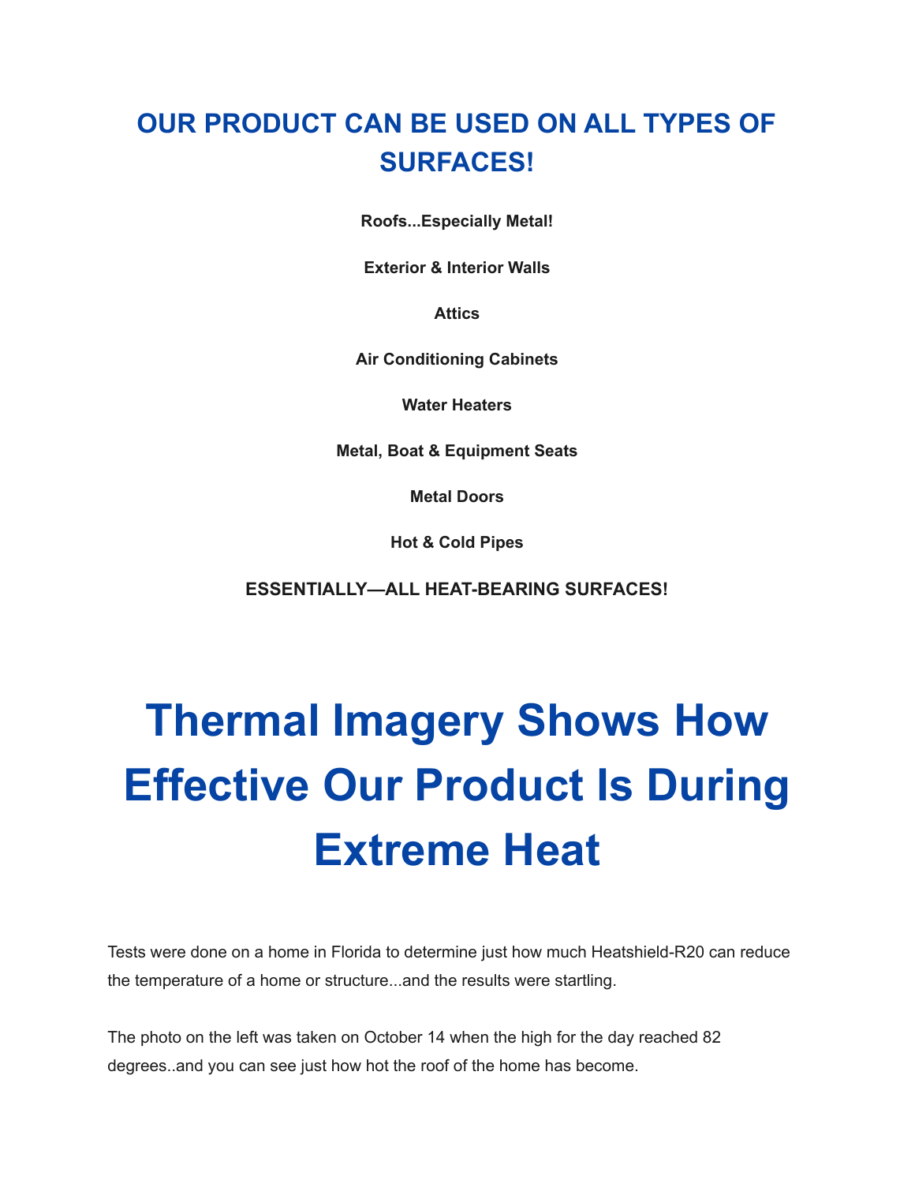## OUR PRODUCT CAN BE USED ON ALL TYPES OF SURFACES!

**Roofs...Especially Metal!**

**Exterior & Interior Walls**

**Attics**

**Air Conditioning Cabinets**

**Water Heaters**

**Metal, Boat & Equipment Seats**

**Metal Doors**

**Hot & Cold Pipes**

**ESSENTIALLY—ALL HEAT-BEARING SURFACES!**

# Thermal Imagery Shows How Effective Our Product Is During Extreme Heat

Tests were done on a home in Florida to determine just how much Heatshield-R20 can reduce the temperature of a home or structure...and the results were startling.

The photo on the left was taken on October 14 when the high for the day reached 82 degrees..and you can see just how hot the roof of the home has become.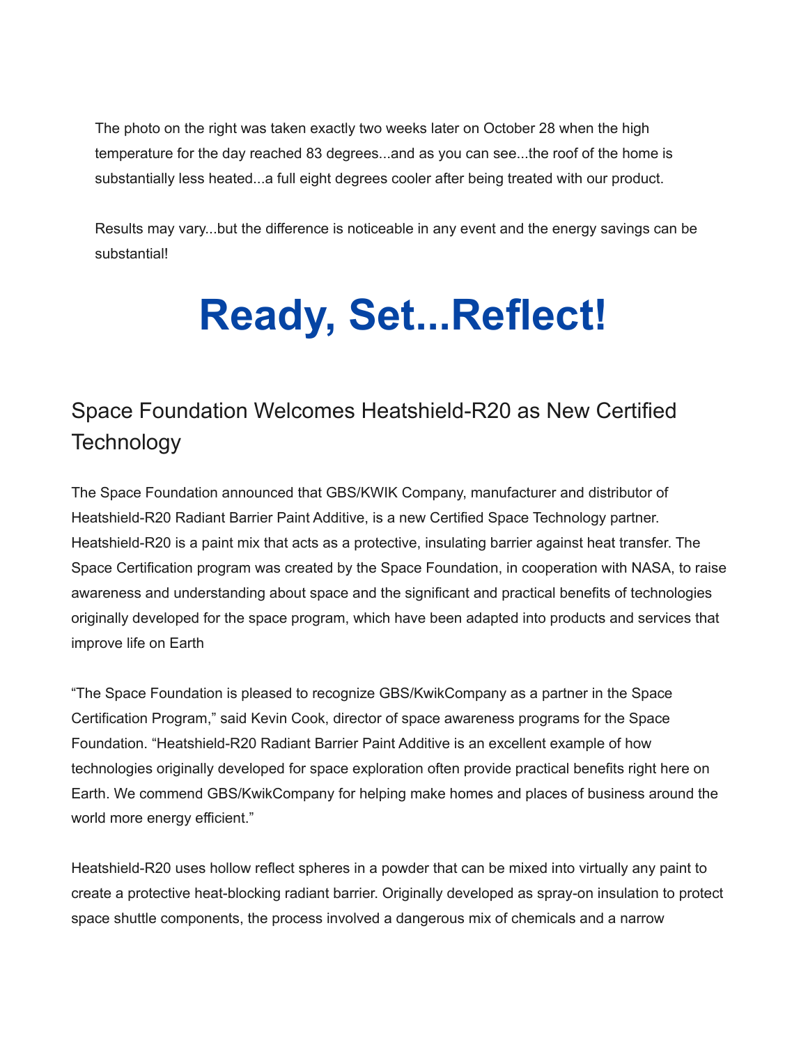The photo on the right was taken exactly two weeks later on October 28 when the high temperature for the day reached 83 degrees...and as you can see...the roof of the home is substantially less heated...a full eight degrees cooler after being treated with our product.

Results may vary...but the difference is noticeable in any event and the energy savings can be substantial!

# Ready, Set...Reflect!

## Space Foundation Welcomes Heatshield-R20 as New Certified Technology

The Space Foundation announced that GBS/KWIK Company, manufacturer and distributor of Heatshield-R20 Radiant Barrier Paint Additive, is a new Certified Space Technology partner. Heatshield-R20 is a paint mix that acts as a protective, insulating barrier against heat transfer. The Space Certification program was created by the Space Foundation, in cooperation with NASA, to raise awareness and understanding about space and the significant and practical benefits of technologies originally developed for the space program, which have been adapted into products and services that improve life on Earth

"The Space Foundation is pleased to recognize GBS/KwikCompany as a partner in the Space Certification Program," said Kevin Cook, director of space awareness programs for the Space Foundation. "Heatshield-R20 Radiant Barrier Paint Additive is an excellent example of how technologies originally developed for space exploration often provide practical benefits right here on Earth. We commend GBS/KwikCompany for helping make homes and places of business around the world more energy efficient."

Heatshield-R20 uses hollow reflect spheres in a powder that can be mixed into virtually any paint to create a protective heat-blocking radiant barrier. Originally developed as spray-on insulation to protect space shuttle components, the process involved a dangerous mix of chemicals and a narrow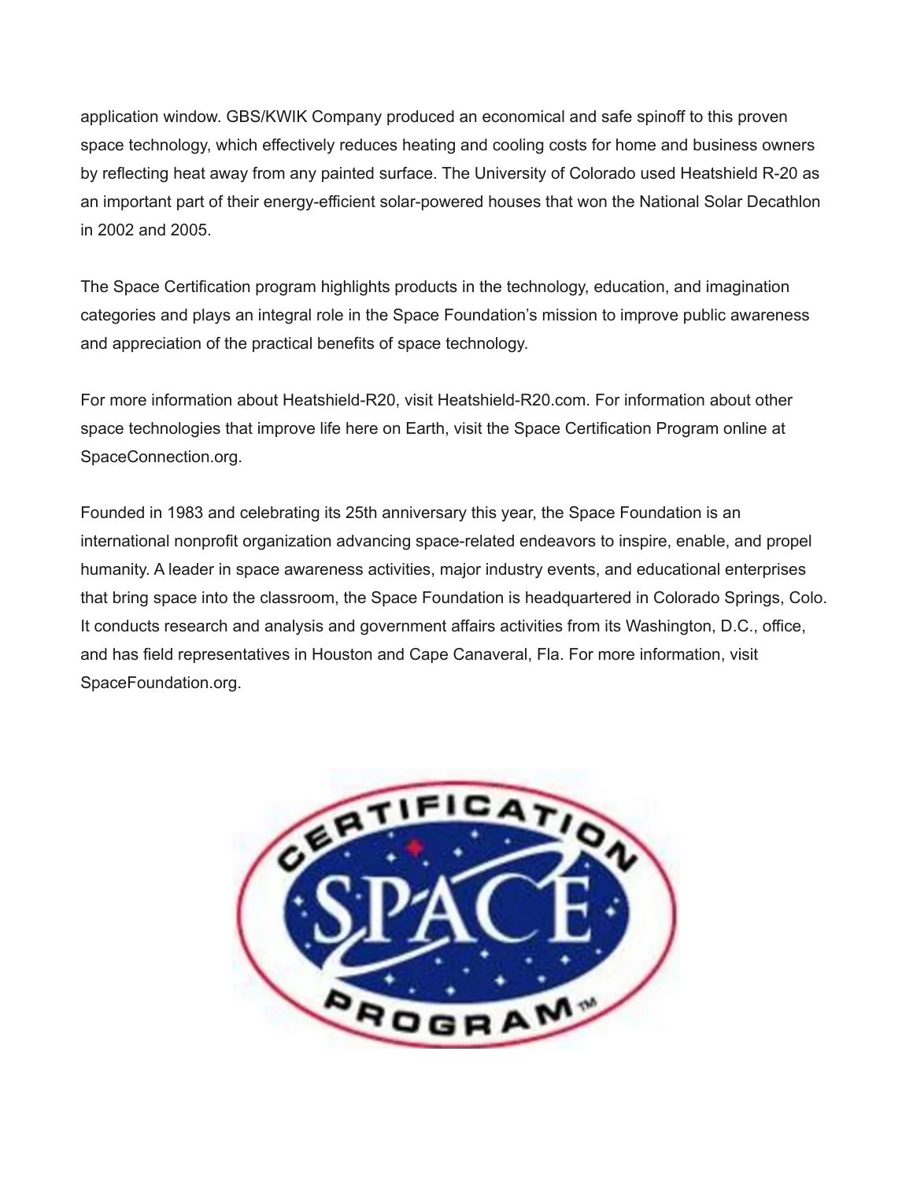application window. GBS/KWIK Company produced an economical and safe spinoff to this proven space technology, which effectively reduces heating and cooling costs for home and business owners by reflecting heat away from any painted surface. The University of Colorado used Heatshield R-20 as an important part of their energy-efficient solar-powered houses that won the National Solar Decathlon in 2002 and 2005.

The Space Certification program highlights products in the technology, education, and imagination categories and plays an integral role in the Space Foundation's mission to improve public awareness and appreciation of the practical benefits of space technology.

For more information about Heatshield-R20, visit Heatshield-R20.com. For information about other space technologies that improve life here on Earth, visit the Space Certification Program online at SpaceConnection.org.

Founded in 1983 and celebrating its 25th anniversary this year, the Space Foundation is an international nonprofit organization advancing space-related endeavors to inspire, enable, and propel humanity. A leader in space awareness activities, major industry events, and educational enterprises that bring space into the classroom, the Space Foundation is headquartered in Colorado Springs, Colo. It conducts research and analysis and government affairs activities from its Washington, D.C., office, and has field representatives in Houston and Cape Canaveral, Fla. For more information, visit SpaceFoundation.org.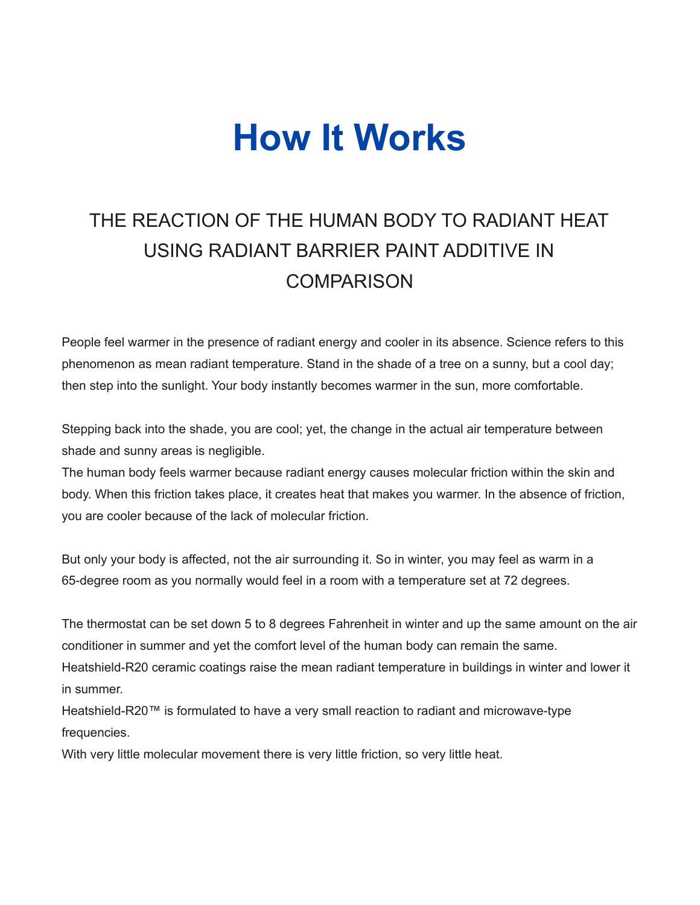# How It Works

## THE REACTION OF THE HUMAN BODY TO RADIANT HEAT USING RADIANT BARRIER PAINT ADDITIVE IN COMPARISON

People feel warmer in the presence of radiant energy and cooler in its absence. Science refers to this phenomenon as mean radiant temperature. Stand in the shade of a tree on a sunny, but a cool day; then step into the sunlight. Your body instantly becomes warmer in the sun, more comfortable.

Stepping back into the shade, you are cool; yet, the change in the actual air temperature between shade and sunny areas is negligible.
The human body feels warmer because radiant energy causes molecular friction within the skin and body. When this friction takes place, it creates heat that makes you warmer. In the absence of friction, you are cooler because of the lack of molecular friction.

But only your body is affected, not the air surrounding it. So in winter, you may feel as warm in a 65-degree room as you normally would feel in a room with a temperature set at 72 degrees.

The thermostat can be set down 5 to 8 degrees Fahrenheit in winter and up the same amount on the air conditioner in summer and yet the comfort level of the human body can remain the same.
Heatshield-R20 ceramic coatings raise the mean radiant temperature in buildings in winter and lower it in summer.
Heatshield-R20™ is formulated to have a very small reaction to radiant and microwave-type frequencies.
With very little molecular movement there is very little friction, so very little heat.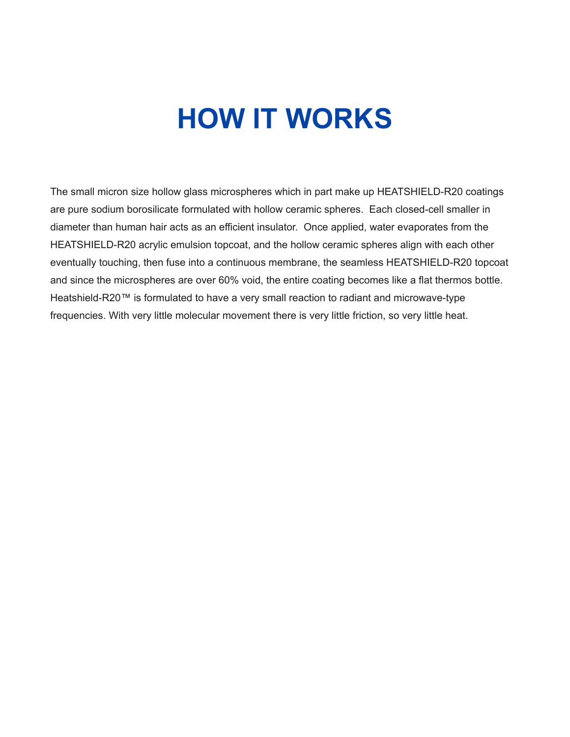# HOW IT WORKS

The small micron size hollow glass microspheres which in part make up HEATSHIELD-R20 coatings are pure sodium borosilicate formulated with hollow ceramic spheres. Each closed-cell smaller in diameter than human hair acts as an efficient insulator. Once applied, water evaporates from the HEATSHIELD-R20 acrylic emulsion topcoat, and the hollow ceramic spheres align with each other eventually touching, then fuse into a continuous membrane, the seamless HEATSHIELD-R20 topcoat and since the microspheres are over 60% void, the entire coating becomes like a flat thermos bottle. Heatshield-R20™ is formulated to have a very small reaction to radiant and microwave-type frequencies. With very little molecular movement there is very little friction, so very little heat.